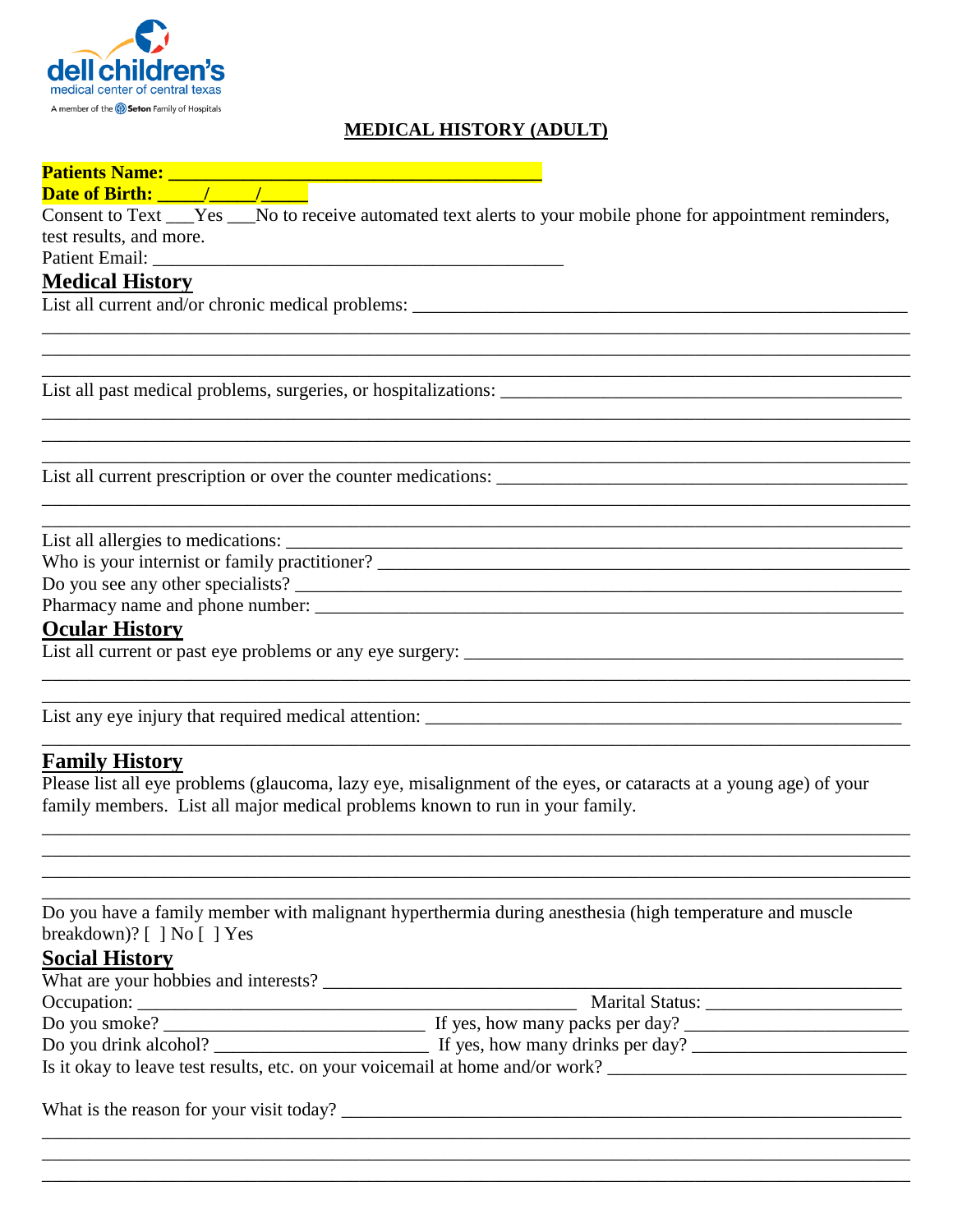dell children's
medical center of central texas
A member of the Seton Family of Hospitals

# MEDICAL HISTORY (ADULT)

**Patients Name: ________________________________________**
**Date of Birth: _____/_____/_____**
Consent to Text ___Yes ___No to receive automated text alerts to your mobile phone for appointment reminders, test results, and more.
Patient Email: ________________________________________

## Medical History

List all current and/or chronic medical problems: ________________________________________
________________________________________________________________________________
________________________________________________________________________________
________________________________________________________________________________

List all past medical problems, surgeries, or hospitalizations: ________________________________________
________________________________________________________________________________
________________________________________________________________________________
________________________________________________________________________________

List all current prescription or over the counter medications: ________________________________________
________________________________________________________________________________
________________________________________________________________________________

List all allergies to medications: ________________________________________
Who is your internist or family practitioner? ________________________________________
Do you see any other specialists? ________________________________________
Pharmacy name and phone number: ________________________________________

## Ocular History

List all current or past eye problems or any eye surgery: ________________________________________
________________________________________________________________________________
________________________________________________________________________________

List any eye injury that required medical attention: ________________________________________
________________________________________________________________________________

## Family History

Please list all eye problems (glaucoma, lazy eye, misalignment of the eyes, or cataracts at a young age) of your family members. List all major medical problems known to run in your family.
________________________________________________________________________________
________________________________________________________________________________
________________________________________________________________________________
________________________________________________________________________________

Do you have a family member with malignant hyperthermia during anesthesia (high temperature and muscle breakdown)? [ ] No [ ] Yes

## Social History

What are your hobbies and interests? ________________________________________
Occupation: ______________________________ Marital Status: ____________________
Do you smoke? ______________________ If yes, how many packs per day? ____________________
Do you drink alcohol? ____________________ If yes, how many drinks per day? ____________________
Is it okay to leave test results, etc. on your voicemail at home and/or work? ______________________

What is the reason for your visit today? ________________________________________
________________________________________________________________________________
________________________________________________________________________________
________________________________________________________________________________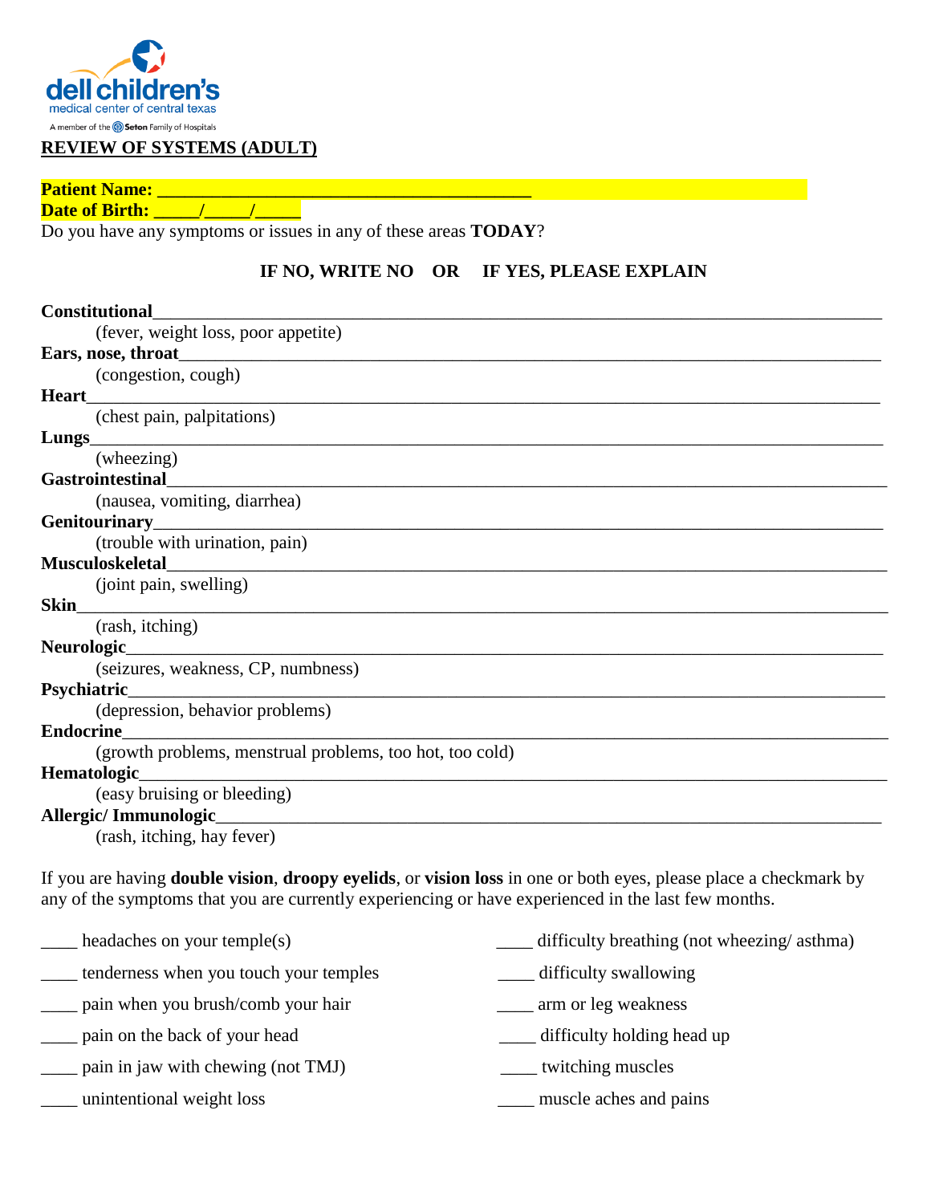dell children's
medical center of central texas
A member of the Seton Family of Hospitals

**REVIEW OF SYSTEMS (ADULT)**

**Patient Name: ________________________________________**
**Date of Birth: _____/_____/_____**

Do you have any symptoms or issues in any of these areas **TODAY**?

**IF NO, WRITE NO OR IF YES, PLEASE EXPLAIN**

**Constitutional**________________________________________________________________
(fever, weight loss, poor appetite)

**Ears, nose, throat**______________________________________________________________
(congestion, cough)

**Heart**________________________________________________________________________
(chest pain, palpitations)

**Lungs**________________________________________________________________________
(wheezing)

**Gastrointestinal**_______________________________________________________________
(nausea, vomiting, diarrhea)

**Genitourinary**_________________________________________________________________
(trouble with urination, pain)

**Musculoskeletal**_______________________________________________________________
(joint pain, swelling)

**Skin**_________________________________________________________________________
(rash, itching)

**Neurologic**____________________________________________________________________
(seizures, weakness, CP, numbness)

**Psychiatric**___________________________________________________________________
(depression, behavior problems)

**Endocrine**____________________________________________________________________
(growth problems, menstrual problems, too hot, too cold)

**Hematologic**__________________________________________________________________
(easy bruising or bleeding)

**Allergic/ Immunologic**__________________________________________________________
(rash, itching, hay fever)

If you are having **double vision**, **droopy eyelids**, or **vision loss** in one or both eyes, please place a checkmark by any of the symptoms that you are currently experiencing or have experienced in the last few months.

____ headaches on your temple(s)

____ tenderness when you touch your temples

____ pain when you brush/comb your hair

____ pain on the back of your head

____ pain in jaw with chewing (not TMJ)

____ unintentional weight loss

____ difficulty breathing (not wheezing/ asthma)

____ difficulty swallowing

____ arm or leg weakness

____ difficulty holding head up

____ twitching muscles

____ muscle aches and pains